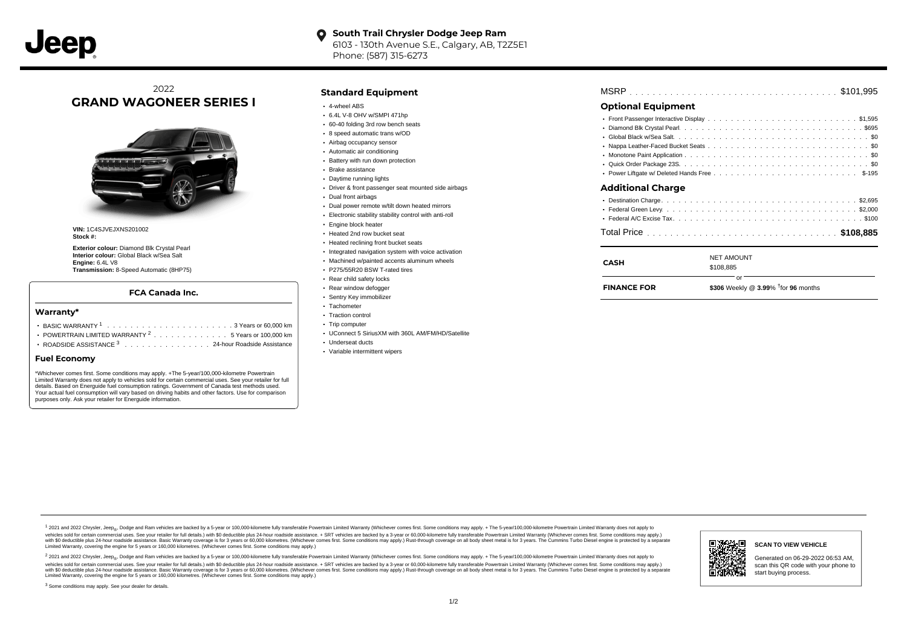Jeep

**South Trail Chrysler Dodge Jeep Ram**
6103 - 130th Avenue S.E., Calgary, AB, T2Z5E1
Phone: (587) 315-6273

2022
# GRAND WAGONEER SERIES I

**VIN:** 1C4SJVEJXNS201002
**Stock #:**

**Exterior colour:** Diamond Blk Crystal Pearl
**Interior colour:** Global Black w/Sea Salt
**Engine:** 6.4L V8
**Transmission:** 8-Speed Automatic (8HP75)

### FCA Canada Inc.

#### Warranty*

- BASIC WARRANTY [1] . . . . . . . . . . 3 Years or 60,000 km
- POWERTRAIN LIMITED WARRANTY [2] . . . . . . . . . . 5 Years or 100,000 km
- ROADSIDE ASSISTANCE [3] . . . . . . . . . . 24-hour Roadside Assistance

#### Fuel Economy

*Whichever comes first. Some conditions may apply. +The 5-year/100,000-kilometre Powertrain Limited Warranty does not apply to vehicles sold for certain commercial uses. See your retailer for full details. Based on Energuide fuel consumption ratings. Government of Canada test methods used. Your actual fuel consumption will vary based on driving habits and other factors. Use for comparison purposes only. Ask your retailer for Energuide information.

## Standard Equipment

- 4-wheel ABS
- 6.4L V-8 OHV w/SMPI 471hp
- 60-40 folding 3rd row bench seats
- 8 speed automatic trans w/OD
- Airbag occupancy sensor
- Automatic air conditioning
- Battery with run down protection
- Brake assistance
- Daytime running lights
- Driver & front passenger seat mounted side airbags
- Dual front airbags
- Dual power remote w/tilt down heated mirrors
- Electronic stability stability control with anti-roll
- Engine block heater
- Heated 2nd row bucket seat
- Heated reclining front bucket seats
- Integrated navigation system with voice activation
- Machined w/painted accents aluminum wheels
- P275/55R20 BSW T-rated tires
- Rear child safety locks
- Rear window defogger
- Sentry Key immobilizer
- Tachometer
- Traction control
- Trip computer
- UConnect 5 SiriusXM with 360L AM/FM/HD/Satellite
- Underseat ducts
- Variable intermittent wipers

MSRP . . . . . . . . . . $101,995

## Optional Equipment

- Front Passenger Interactive Display . . . . . . . . . . $1,595
- Diamond Blk Crystal Pearl . . . . . . . . . . $695
- Global Black w/Sea Salt . . . . . . . . . . $0
- Nappa Leather-Faced Bucket Seats . . . . . . . . . . $0
- Monotone Paint Application . . . . . . . . . . $0
- Quick Order Package 23S . . . . . . . . . . $0
- Power Liftgate w/ Deleted Hands Free . . . . . . . . . . $-195

## Additional Charge

- Destination Charge . . . . . . . . . . $2,695
- Federal Green Levy . . . . . . . . . . $2,000
- Federal A/C Excise Tax . . . . . . . . . . $100

Total Price . . . . . . . . . . **$108,885**

| | |
|---|---|
| **CASH** | NET AMOUNT<br>$108,885 |
| | or |
| **FINANCE FOR** | **$306** Weekly @ **3.99**% †for **96** months |

[1] 2021 and 2022 Chrysler, Jeep®, Dodge and Ram vehicles are backed by a 5-year or 100,000-kilometre fully transferable Powertrain Limited Warranty (Whichever comes first. Some conditions may apply. + The 5-year/100,000-kilometre Powertrain Limited Warranty does not apply to vehicles sold for certain commercial uses. See your retailer for full details.) with $0 deductible plus 24-hour roadside assistance. + SRT vehicles are backed by a 3-year or 60,000-kilometre fully transferable Powertrain Limited Warranty (Whichever comes first. Some conditions may apply.) with $0 deductible plus 24-hour roadside assistance. Basic Warranty coverage is for 3 years or 60,000 kilometres. (Whichever comes first. Some conditions may apply.) Rust-through coverage on all body sheet metal is for 3 years. The Cummins Turbo Diesel engine is protected by a separate Limited Warranty, covering the engine for 5 years or 160,000 kilometres. (Whichever comes first. Some conditions may apply.)

[2] 2021 and 2022 Chrysler, Jeep®, Dodge and Ram vehicles are backed by a 5-year or 100,000-kilometre fully transferable Powertrain Limited Warranty (Whichever comes first. Some conditions may apply. + The 5-year/100,000-kilometre Powertrain Limited Warranty does not apply to vehicles sold for certain commercial uses. See your retailer for full details.) with $0 deductible plus 24-hour roadside assistance. + SRT vehicles are backed by a 3-year or 60,000-kilometre fully transferable Powertrain Limited Warranty (Whichever comes first. Some conditions may apply.) with $0 deductible plus 24-hour roadside assistance. Basic Warranty coverage is for 3 years or 60,000 kilometres. (Whichever comes first. Some conditions may apply.) Rust-through coverage on all body sheet metal is for 3 years. The Cummins Turbo Diesel engine is protected by a separate Limited Warranty, covering the engine for 5 years or 160,000 kilometres. (Whichever comes first. Some conditions may apply.)

[3] Some conditions may apply. See your dealer for details.

**SCAN TO VIEW VEHICLE**

Generated on 06-29-2022 06:53 AM, scan this QR code with your phone to start buying process.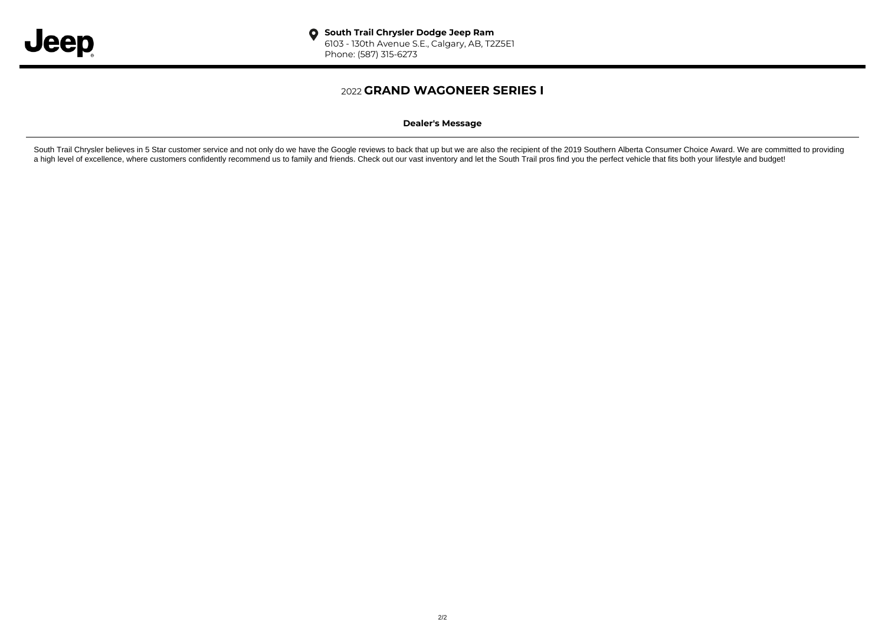Jeep

**South Trail Chrysler Dodge Jeep Ram**
6103 - 130th Avenue S.E., Calgary, AB, T2Z5E1
Phone: (587) 315-6273

# 2022 **GRAND WAGONEER SERIES I**

## Dealer's Message

South Trail Chrysler believes in 5 Star customer service and not only do we have the Google reviews to back that up but we are also the recipient of the 2019 Southern Alberta Consumer Choice Award. We are committed to providing a high level of excellence, where customers confidently recommend us to family and friends. Check out our vast inventory and let the South Trail pros find you the perfect vehicle that fits both your lifestyle and budget!